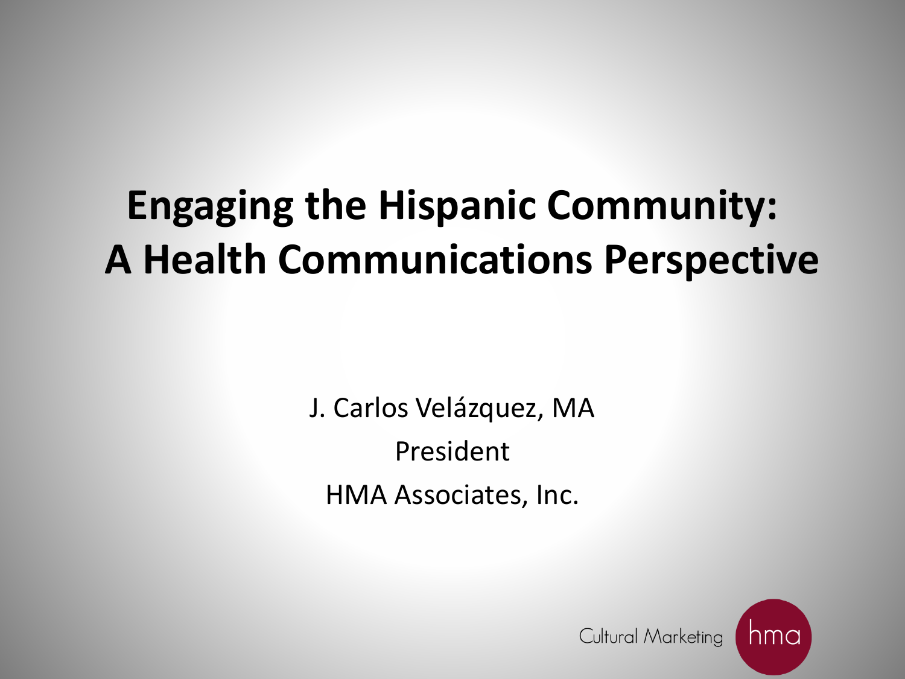# Engaging the Hispanic Community: A Health Communications Perspective

J. Carlos Velázquez, MA

President

HMA Associates, Inc.

Cultural Marketing hma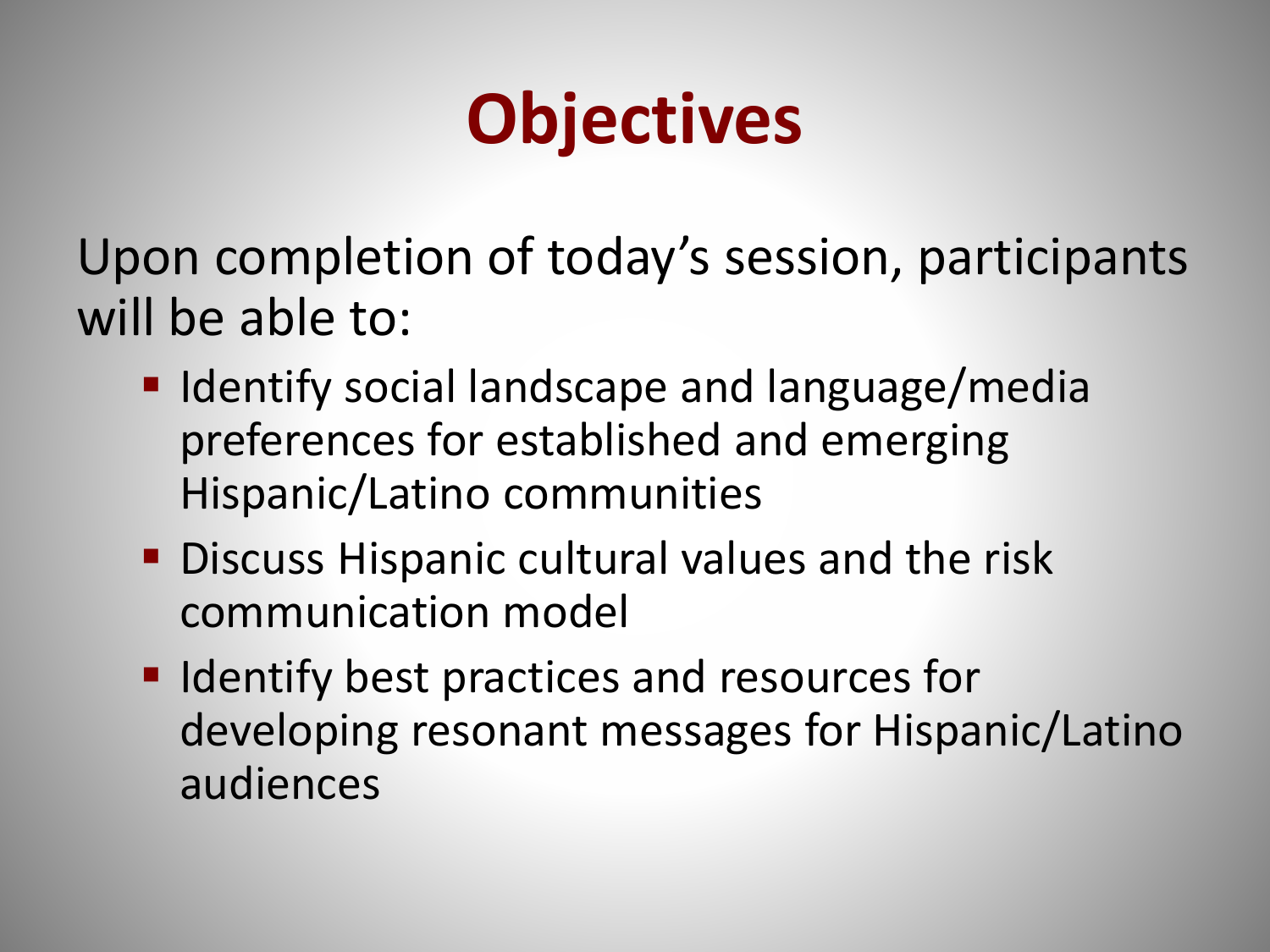# Objectives

Upon completion of today's session, participants will be able to:

- Identify social landscape and language/media preferences for established and emerging Hispanic/Latino communities
- Discuss Hispanic cultural values and the risk communication model
- Identify best practices and resources for developing resonant messages for Hispanic/Latino audiences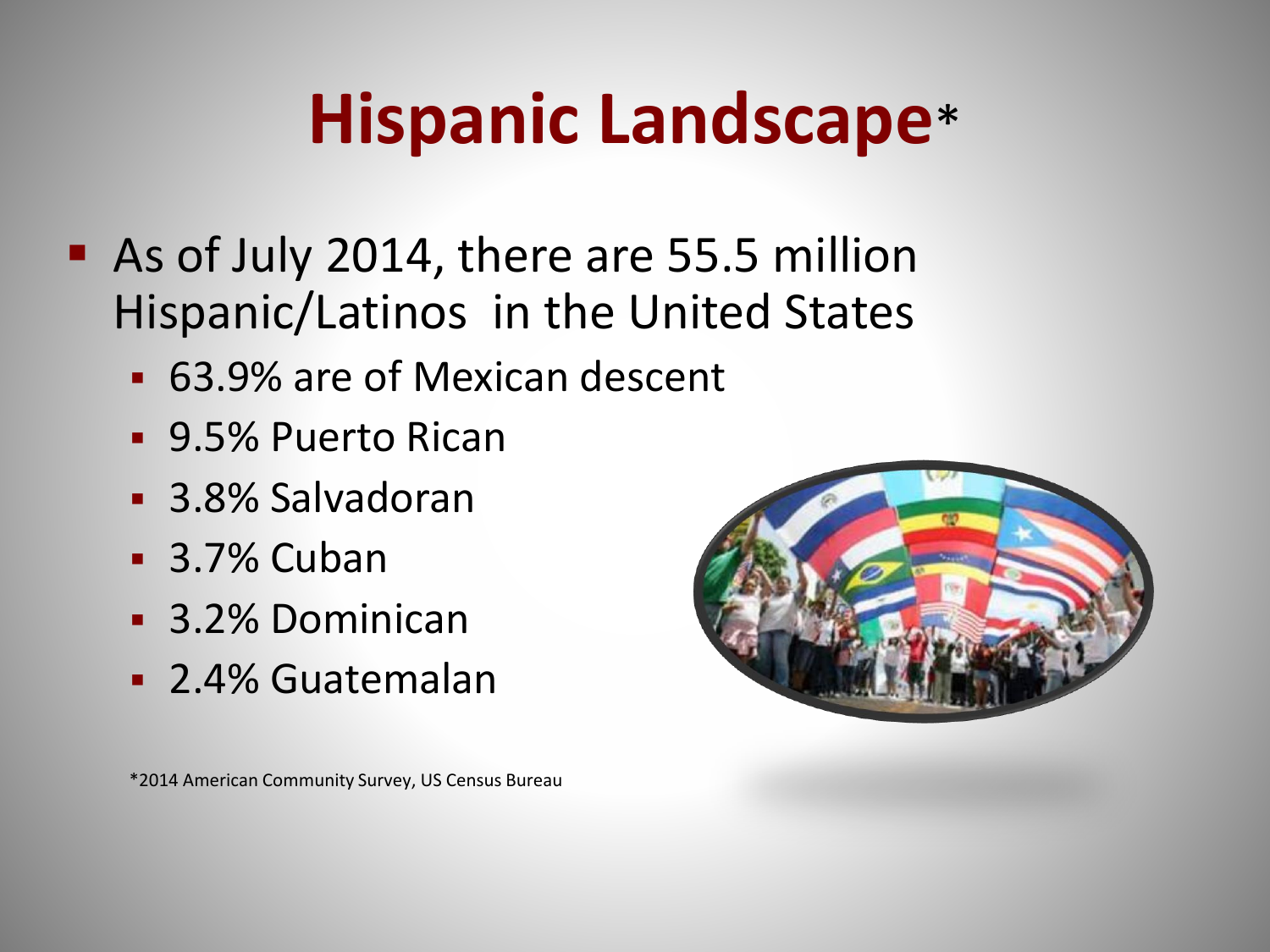# Hispanic Landscape*

- As of July 2014, there are 55.5 million Hispanic/Latinos in the United States
  - 63.9% are of Mexican descent
  - 9.5% Puerto Rican
  - 3.8% Salvadoran
  - 3.7% Cuban
  - 3.2% Dominican
  - 2.4% Guatemalan

*2014 American Community Survey, US Census Bureau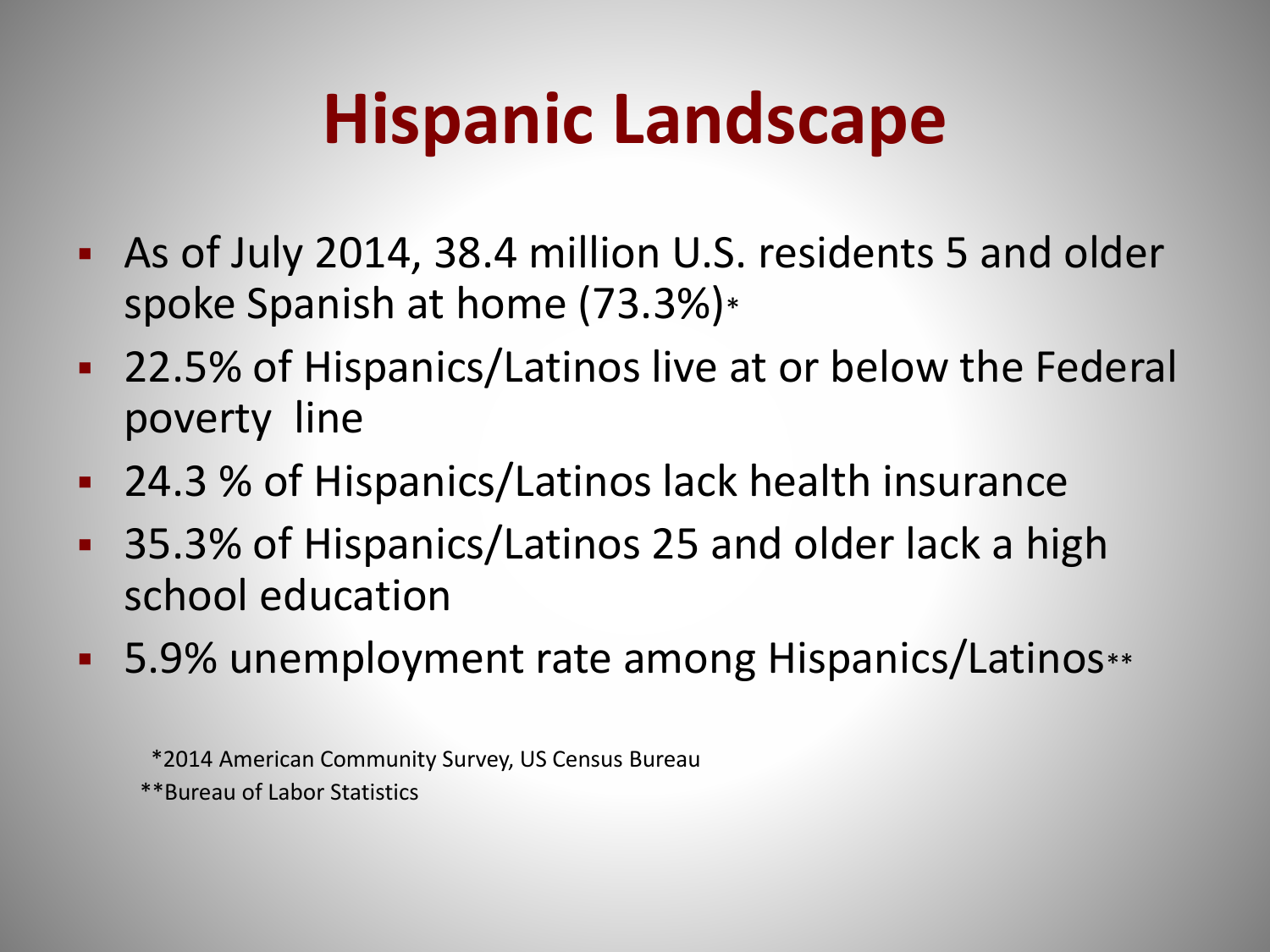# Hispanic Landscape

- As of July 2014, 38.4 million U.S. residents 5 and older spoke Spanish at home (73.3%)*
- 22.5% of Hispanics/Latinos live at or below the Federal poverty line
- 24.3 % of Hispanics/Latinos lack health insurance
- 35.3% of Hispanics/Latinos 25 and older lack a high school education
- 5.9% unemployment rate among Hispanics/Latinos**

*2014 American Community Survey, US Census Bureau

**Bureau of Labor Statistics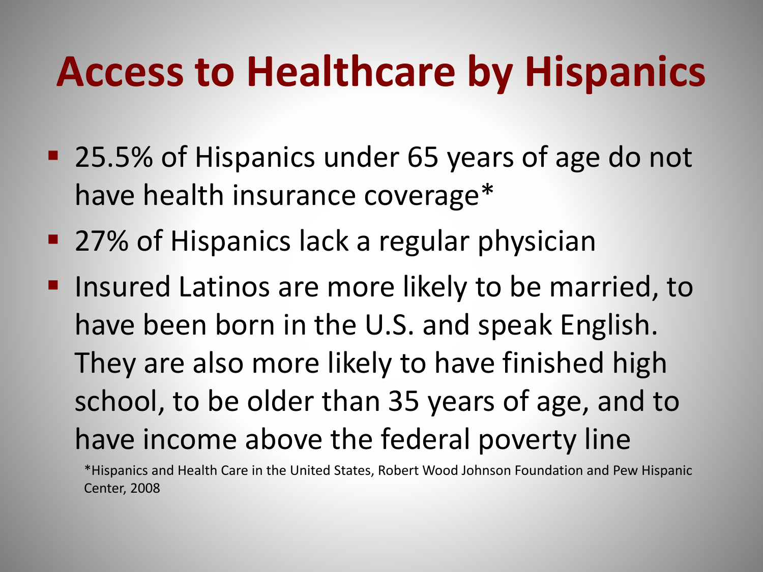# Access to Healthcare by Hispanics

- 25.5% of Hispanics under 65 years of age do not have health insurance coverage*
- 27% of Hispanics lack a regular physician
- Insured Latinos are more likely to be married, to have been born in the U.S. and speak English. They are also more likely to have finished high school, to be older than 35 years of age, and to have income above the federal poverty line

*Hispanics and Health Care in the United States, Robert Wood Johnson Foundation and Pew Hispanic Center, 2008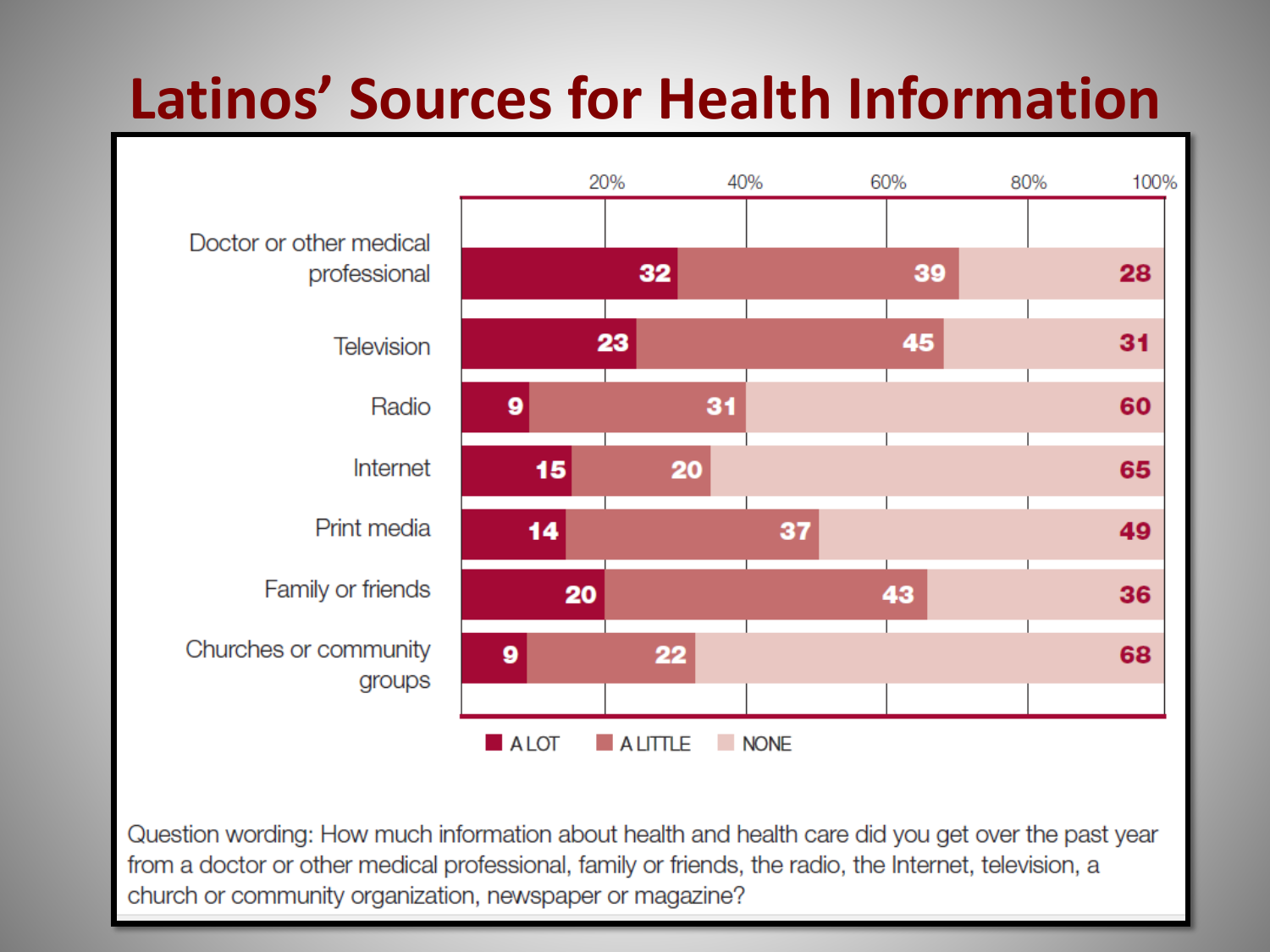# Latinos' Sources for Health Information

| Source | A LOT | A LITTLE | NONE |
|---|---|---|---|
| Doctor or other medical professional | 32 | 39 | 28 |
| Television | 23 | 45 | 31 |
| Radio | 9 | 31 | 60 |
| Internet | 15 | 20 | 65 |
| Print media | 14 | 37 | 49 |
| Family or friends | 20 | 43 | 36 |
| Churches or community groups | 9 | 22 | 68 |

Question wording: How much information about health and health care did you get over the past year from a doctor or other medical professional, family or friends, the radio, the Internet, television, a church or community organization, newspaper or magazine?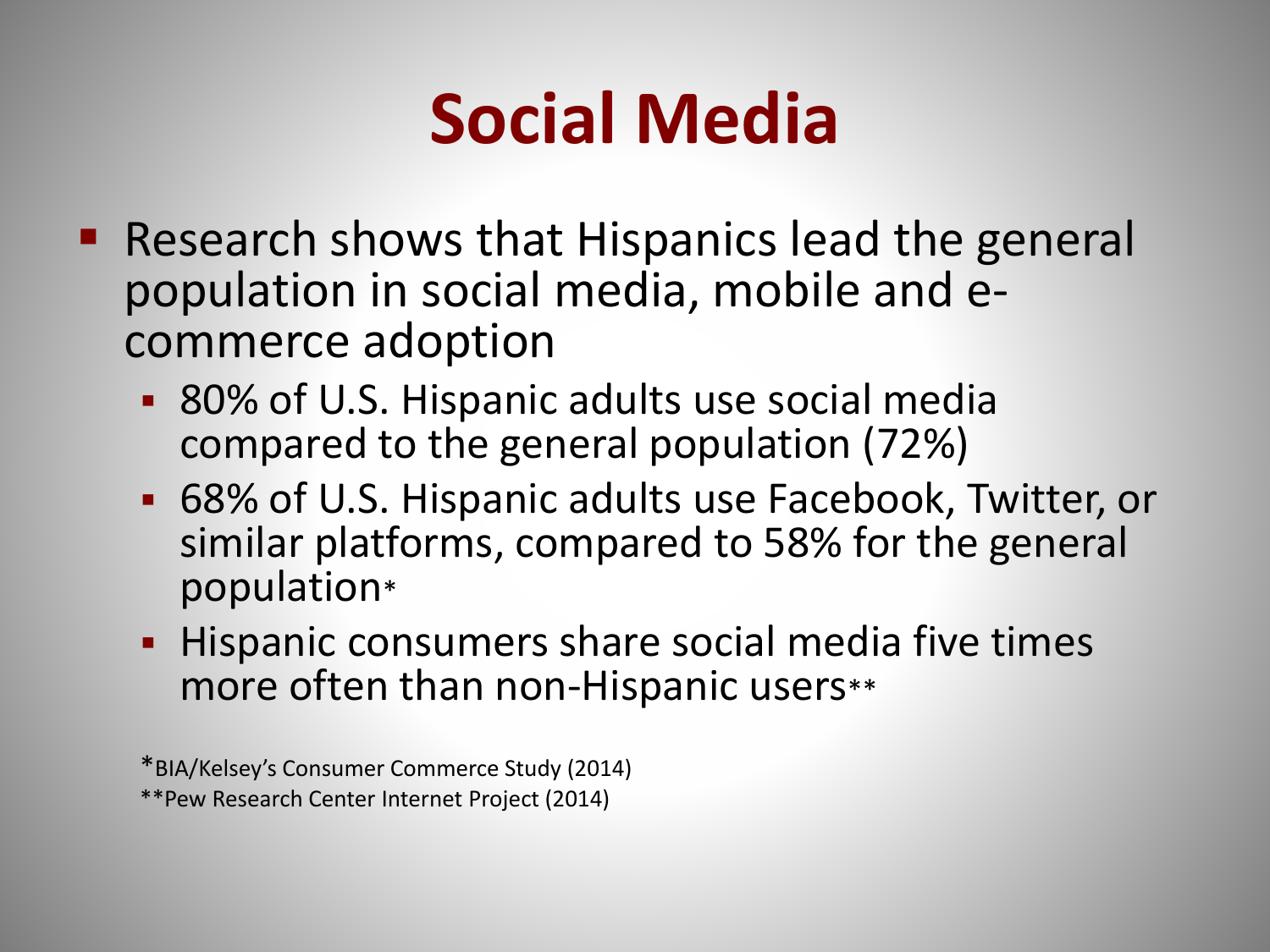# Social Media

- Research shows that Hispanics lead the general population in social media, mobile and e-commerce adoption
  - 80% of U.S. Hispanic adults use social media compared to the general population (72%)
  - 68% of U.S. Hispanic adults use Facebook, Twitter, or similar platforms, compared to 58% for the general population*
  - Hispanic consumers share social media five times more often than non-Hispanic users**

*BIA/Kelsey's Consumer Commerce Study (2014)
**Pew Research Center Internet Project (2014)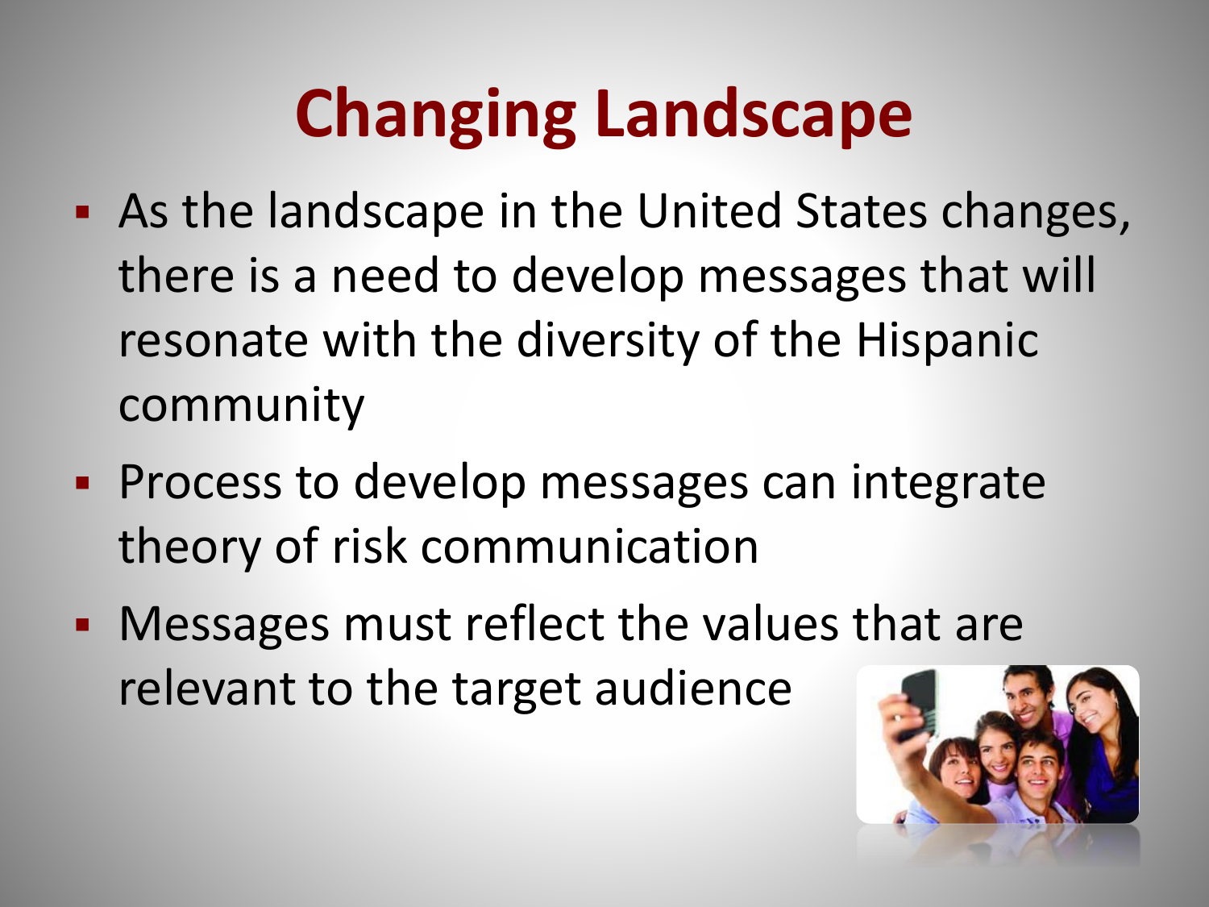# Changing Landscape

- As the landscape in the United States changes, there is a need to develop messages that will resonate with the diversity of the Hispanic community
- Process to develop messages can integrate theory of risk communication
- Messages must reflect the values that are relevant to the target audience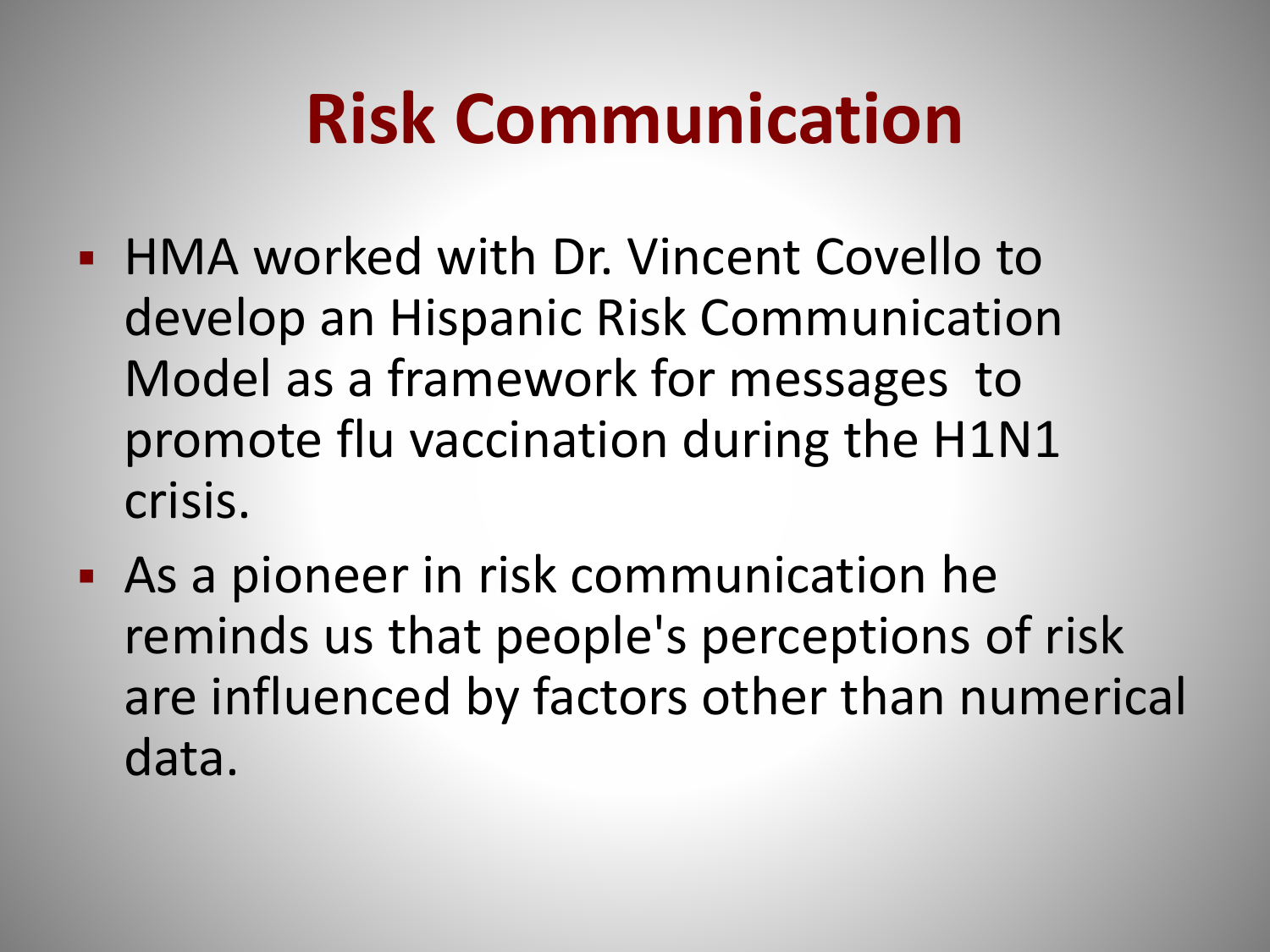# Risk Communication

- HMA worked with Dr. Vincent Covello to develop an Hispanic Risk Communication Model as a framework for messages to promote flu vaccination during the H1N1 crisis.
- As a pioneer in risk communication he reminds us that people's perceptions of risk are influenced by factors other than numerical data.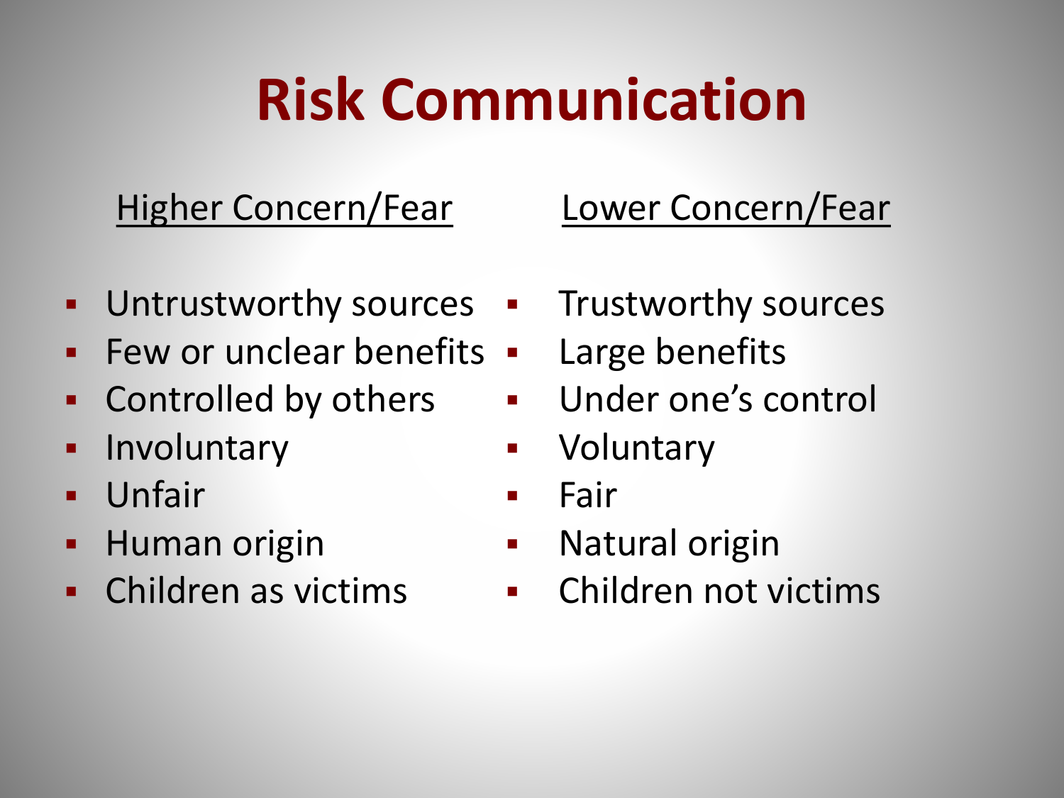# Risk Communication

| Higher Concern/Fear | Lower Concern/Fear |
| --- | --- |
| Untrustworthy sources | Trustworthy sources |
| Few or unclear benefits | Large benefits |
| Controlled by others | Under one's control |
| Involuntary | Voluntary |
| Unfair | Fair |
| Human origin | Natural origin |
| Children as victims | Children not victims |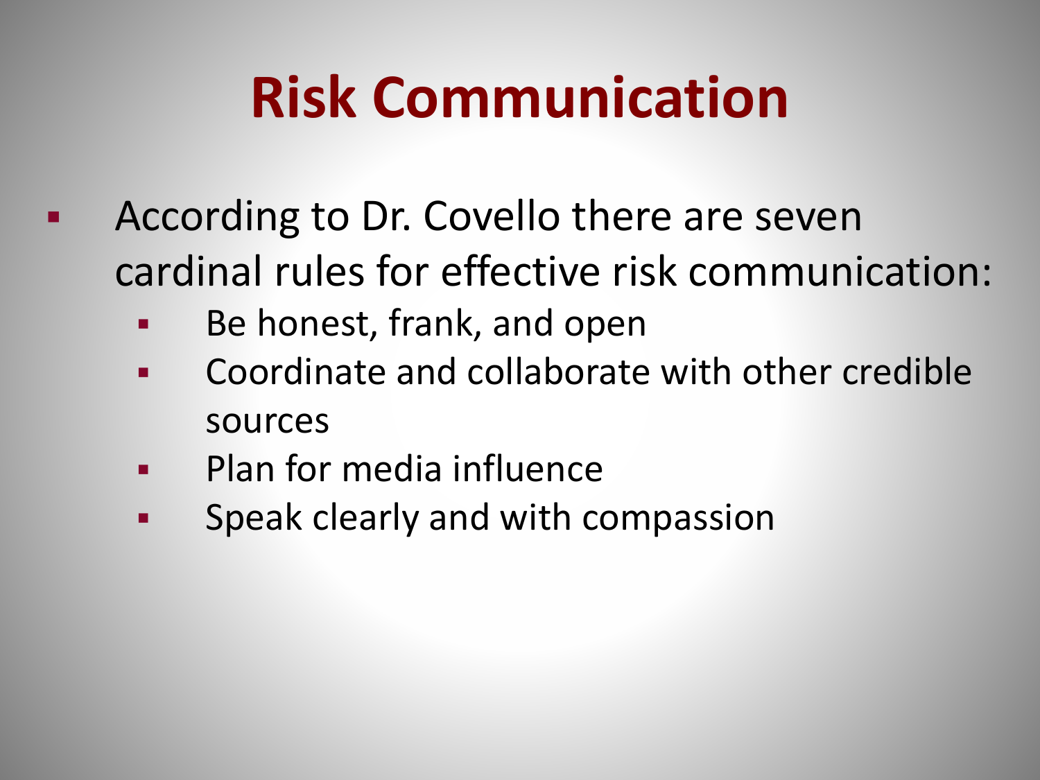# Risk Communication

- According to Dr. Covello there are seven cardinal rules for effective risk communication:
  - Be honest, frank, and open
  - Coordinate and collaborate with other credible sources
  - Plan for media influence
  - Speak clearly and with compassion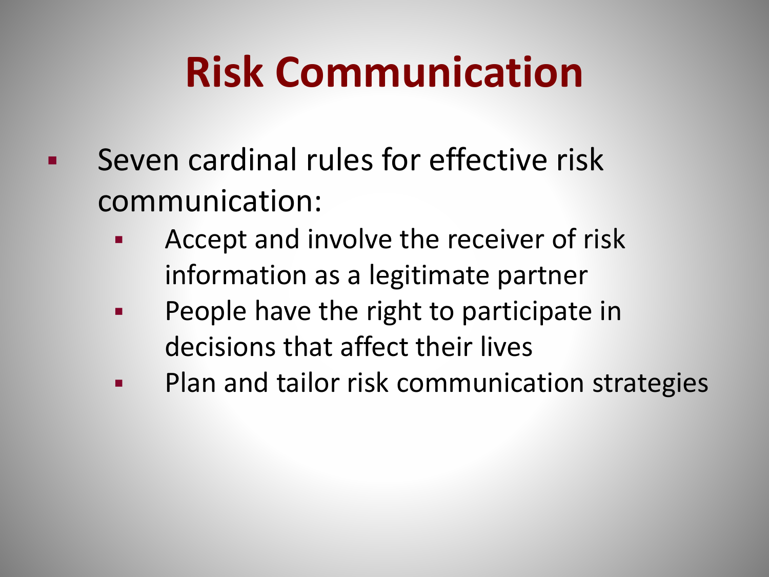# Risk Communication

- Seven cardinal rules for effective risk communication:
  - Accept and involve the receiver of risk information as a legitimate partner
  - People have the right to participate in decisions that affect their lives
  - Plan and tailor risk communication strategies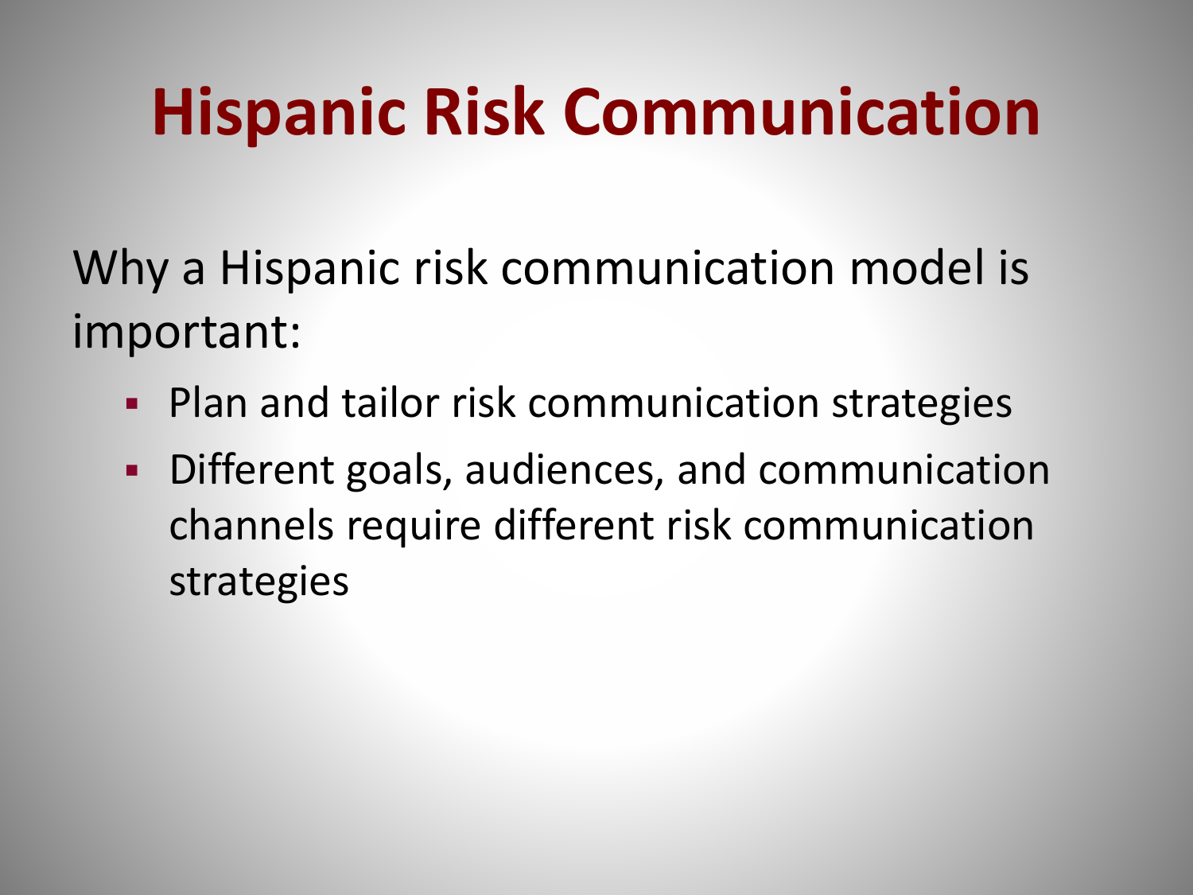# Hispanic Risk Communication

Why a Hispanic risk communication model is important:

- Plan and tailor risk communication strategies
- Different goals, audiences, and communication channels require different risk communication strategies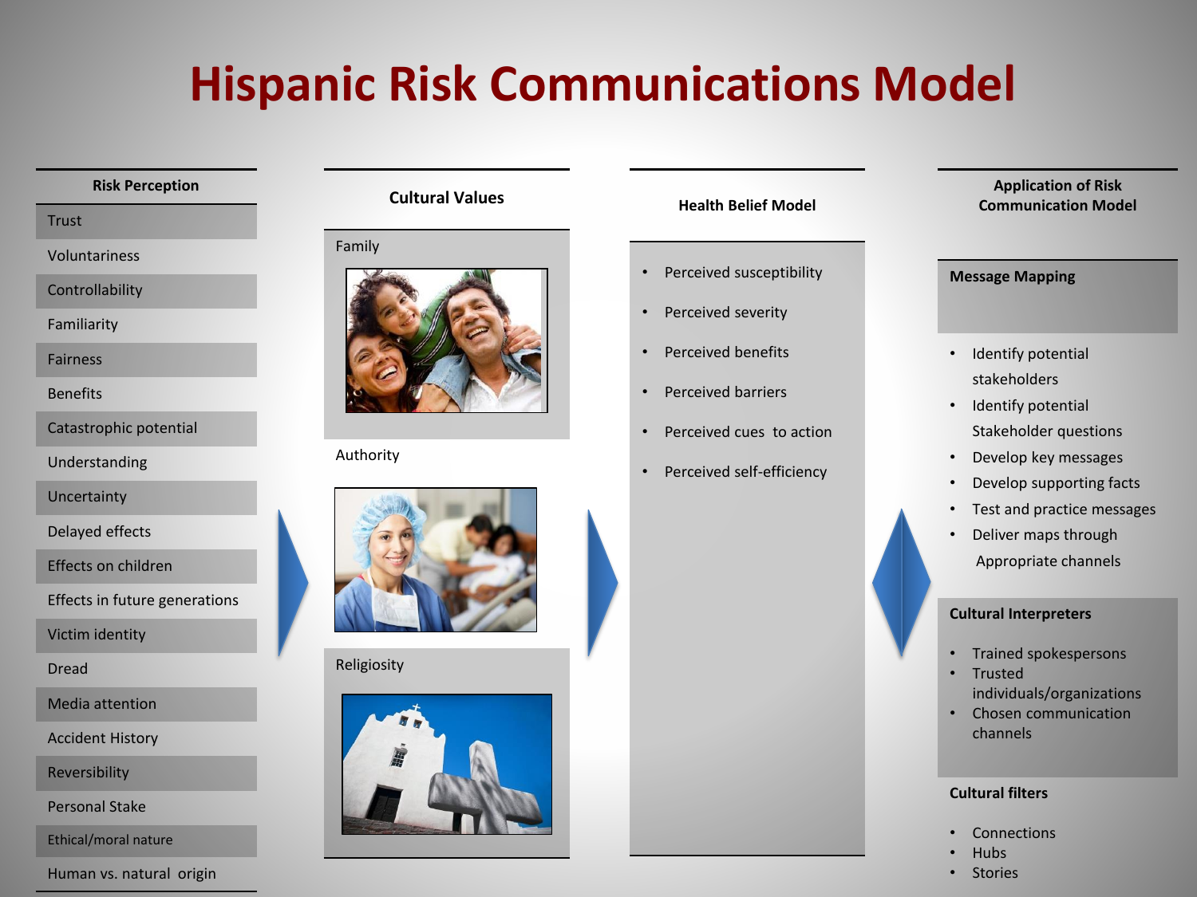# Hispanic Risk Communications Model

### Risk Perception

- Trust
- Voluntariness
- Controllability
- Familiarity
- Fairness
- Benefits
- Catastrophic potential
- Understanding
- Uncertainty
- Delayed effects
- Effects on children
- Effects in future generations
- Victim identity
- Dread
- Media attention
- Accident History
- Reversibility
- Personal Stake
- Ethical/moral nature
- Human vs. natural origin

### Cultural Values

- Family
- Authority
- Religiosity

### Health Belief Model

- Perceived susceptibility
- Perceived severity
- Perceived benefits
- Perceived barriers
- Perceived cues to action
- Perceived self-efficiency

### Application of Risk Communication Model

**Message Mapping**

- Identify potential stakeholders
- Identify potential Stakeholder questions
- Develop key messages
- Develop supporting facts
- Test and practice messages
- Deliver maps through Appropriate channels

**Cultural Interpreters**

- Trained spokespersons
- Trusted individuals/organizations
- Chosen communication channels

**Cultural filters**

- Connections
- Hubs
- Stories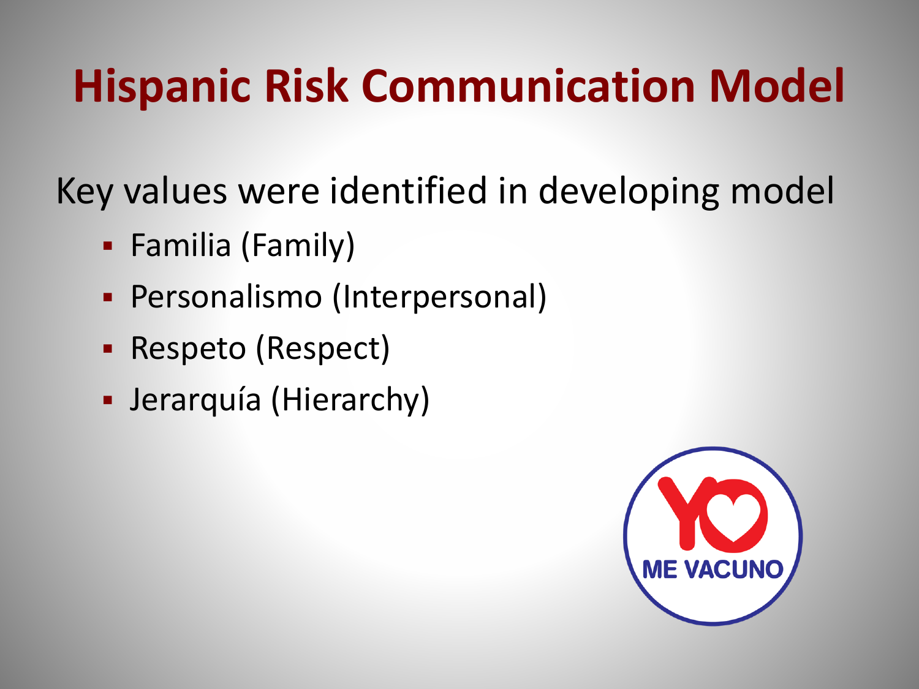# Hispanic Risk Communication Model

Key values were identified in developing model

- Familia (Family)
- Personalismo (Interpersonal)
- Respeto (Respect)
- Jerarquía (Hierarchy)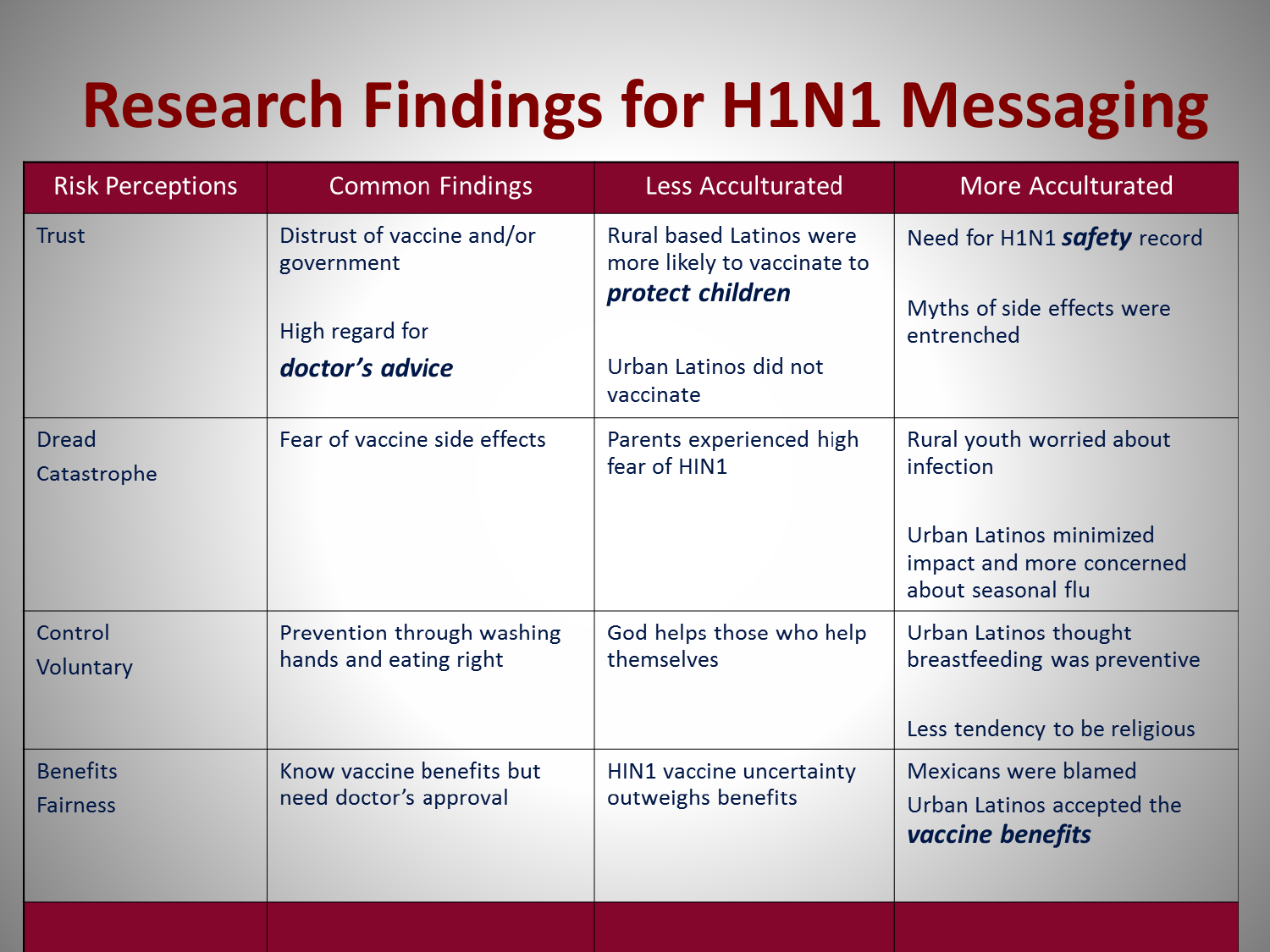# Research Findings for H1N1 Messaging

| Risk Perceptions | Common Findings | Less Acculturated | More Acculturated |
|---|---|---|---|
| Trust | Distrust of vaccine and/or government<br><br>High regard for ***doctor's advice*** | Rural based Latinos were more likely to vaccinate to ***protect children***<br><br>Urban Latinos did not vaccinate | Need for H1N1 ***safety*** record<br><br>Myths of side effects were entrenched |
| Dread<br>Catastrophe | Fear of vaccine side effects | Parents experienced high fear of HIN1 | Rural youth worried about infection<br><br>Urban Latinos minimized impact and more concerned about seasonal flu |
| Control<br>Voluntary | Prevention through washing hands and eating right | God helps those who help themselves | Urban Latinos thought breastfeeding was preventive<br><br>Less tendency to be religious |
| Benefits<br>Fairness | Know vaccine benefits but need doctor's approval | HIN1 vaccine uncertainty outweighs benefits | Mexicans were blamed<br>Urban Latinos accepted the ***vaccine benefits*** |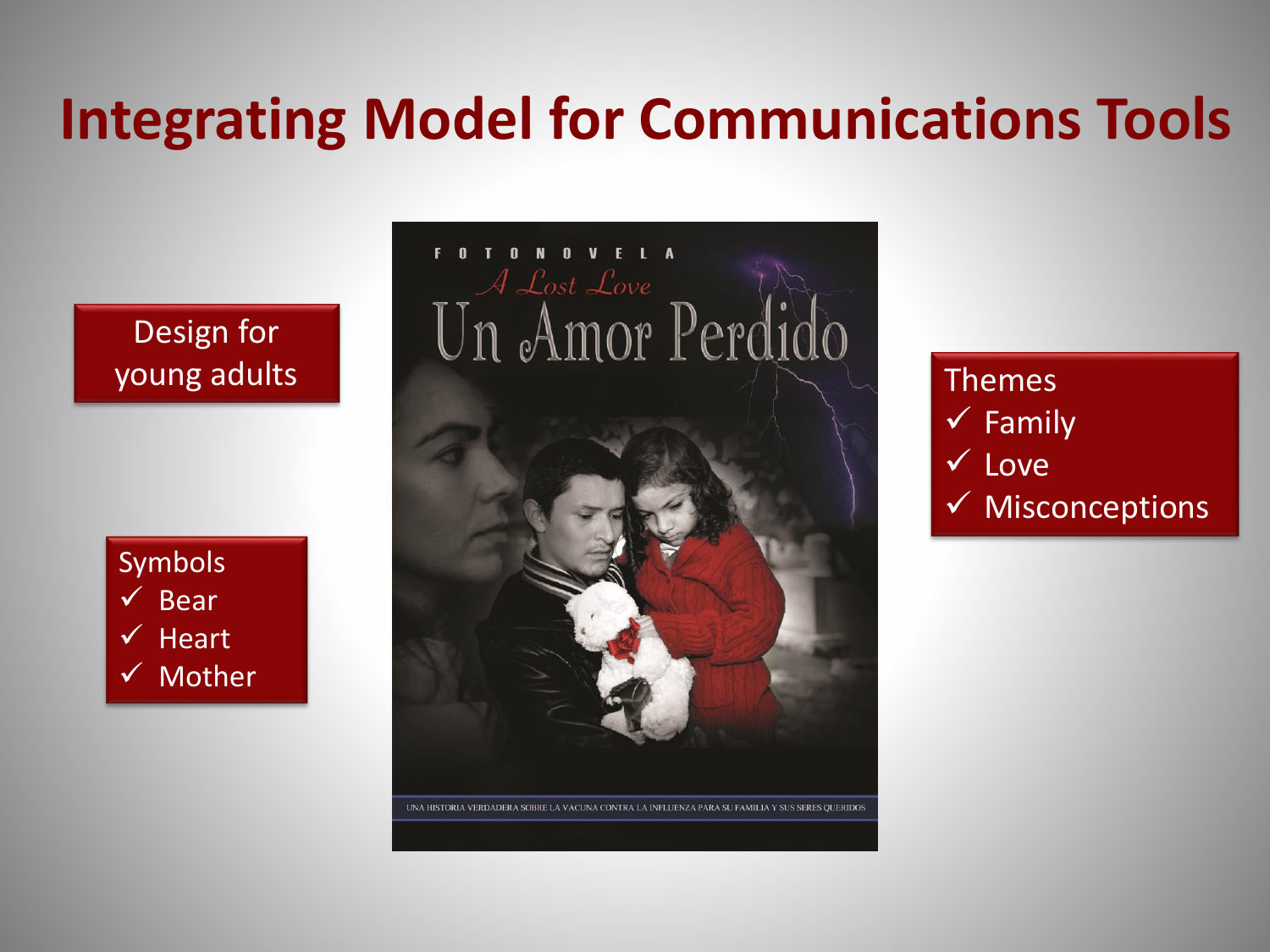# Integrating Model for Communications Tools

Design for young adults

Symbols
- ✓ Bear
- ✓ Heart
- ✓ Mother

FOTONOVELA

*A Lost Love*

Un Amor Perdido

UNA HISTORIA VERDADERA SOBRE LA VACUNA CONTRA LA INFLUENZA PARA SU FAMILIA Y SUS SERES QUERIDOS

Themes
- ✓ Family
- ✓ Love
- ✓ Misconceptions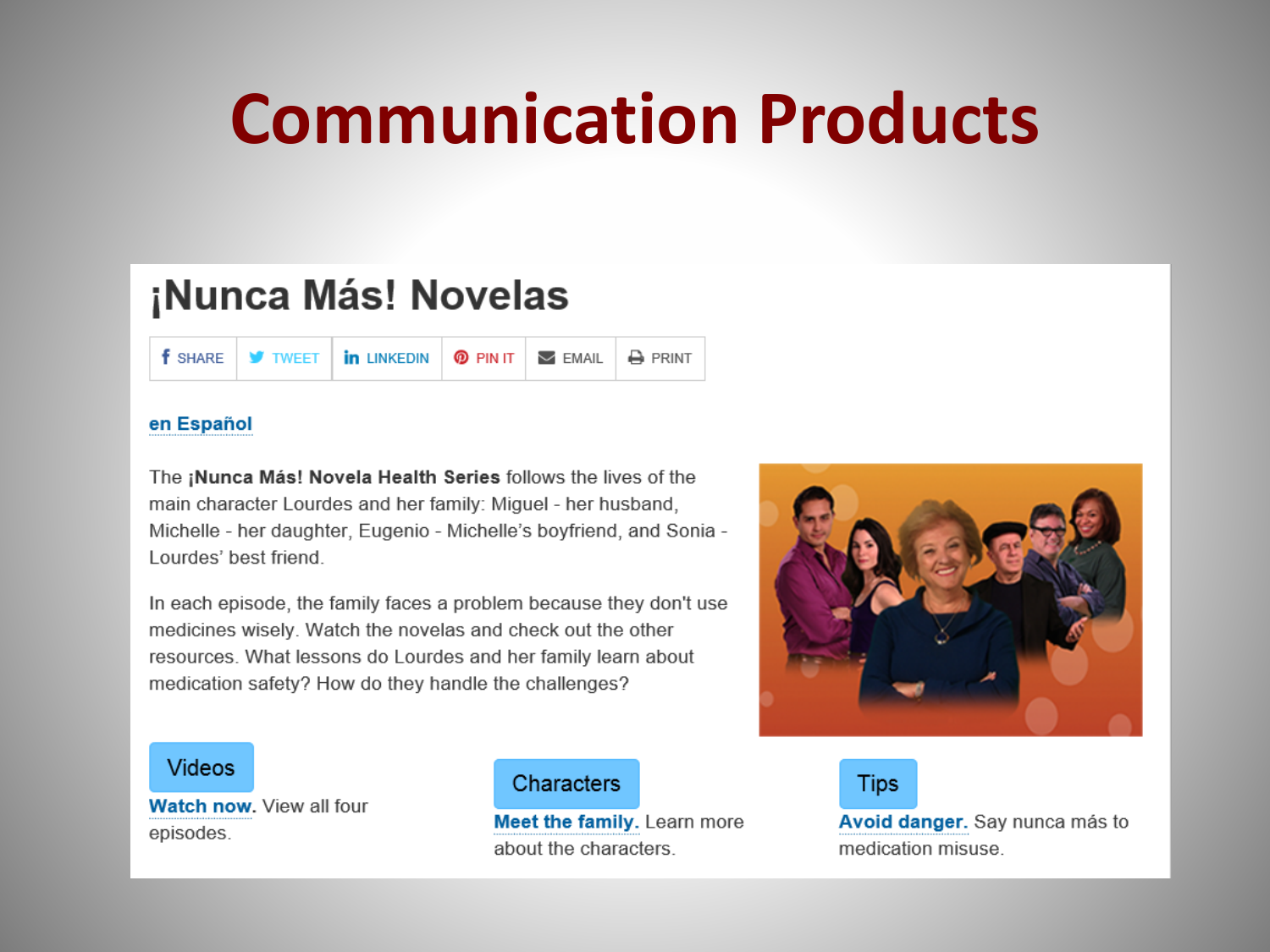# Communication Products

## ¡Nunca Más! Novelas

SHARE | TWEET | LINKEDIN | PIN IT | EMAIL | PRINT

en Español

The **¡Nunca Más! Novela Health Series** follows the lives of the main character Lourdes and her family: Miguel - her husband, Michelle - her daughter, Eugenio - Michelle's boyfriend, and Sonia - Lourdes' best friend.

In each episode, the family faces a problem because they don't use medicines wisely. Watch the novelas and check out the other resources. What lessons do Lourdes and her family learn about medication safety? How do they handle the challenges?

**Videos**

**Watch now.** View all four episodes.

**Characters**

**Meet the family.** Learn more about the characters.

**Tips**

**Avoid danger.** Say nunca más to medication misuse.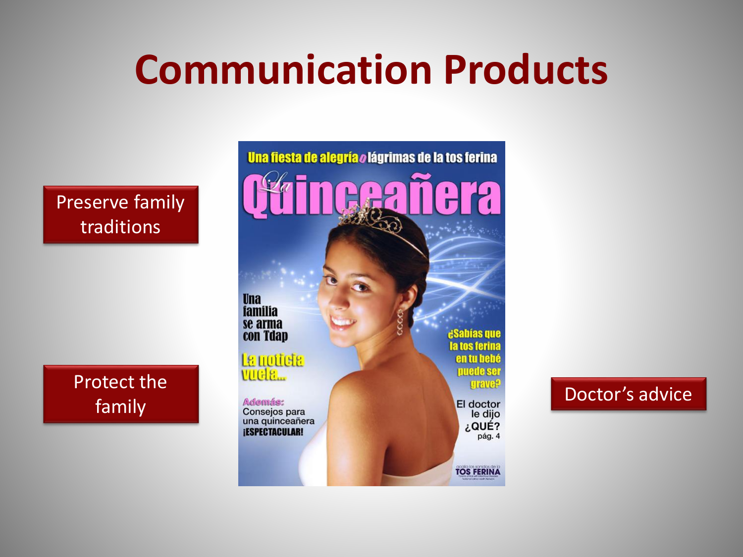# Communication Products

Preserve family traditions

Protect the family

Doctor's advice

Una fiesta de alegría o lágrimas de la tos ferina

La Quinceañera

Una familia se arma con Tdap

La noticia vuela...

Además:
Consejos para una quinceañera ¡ESPECTACULAR!

¿Sabías que la tos ferina en tu bebé puede ser grave?

El doctor le dijo ¿QUÉ?
pág. 4

acalla los sonidos de la TOS FERINA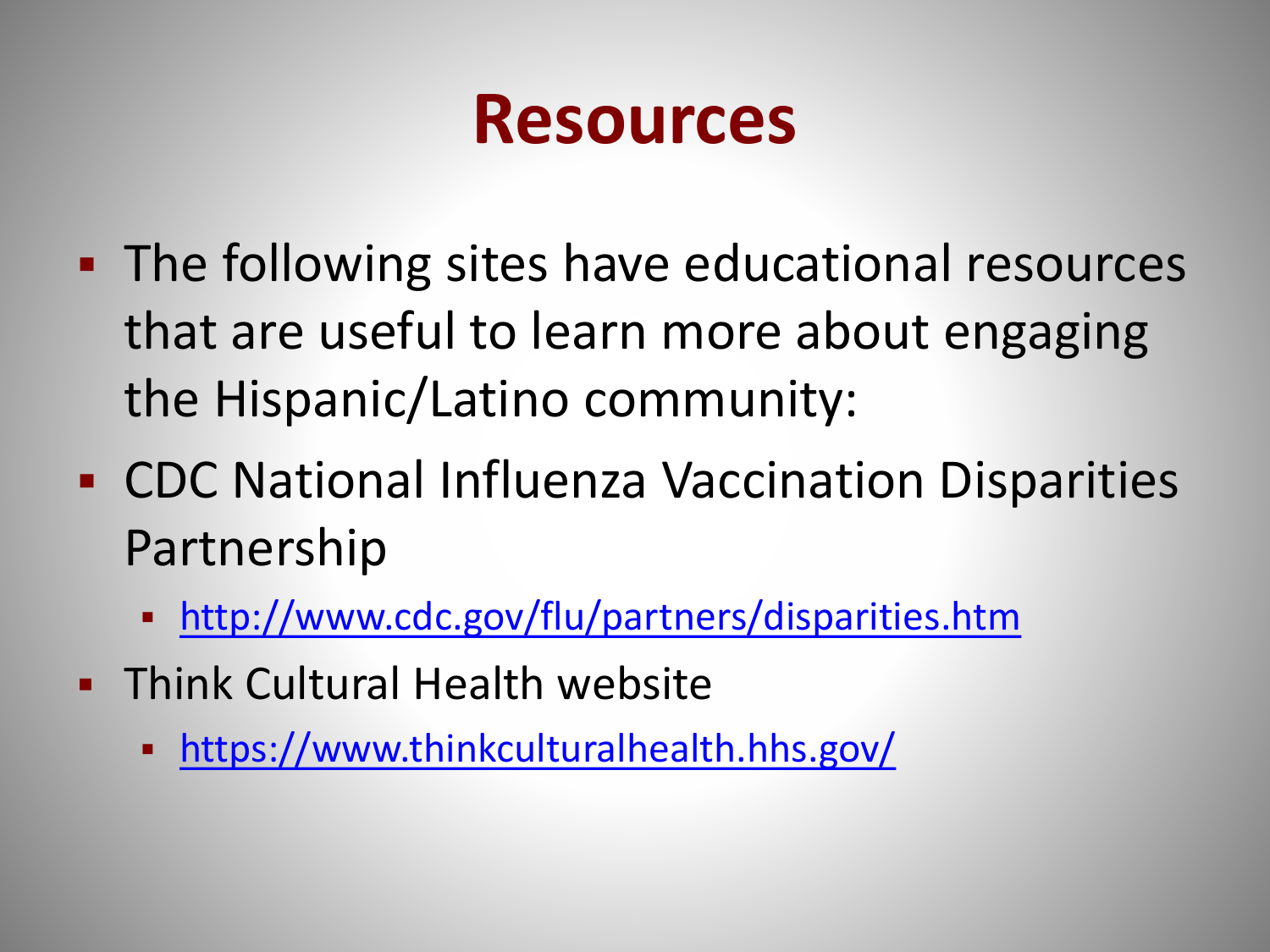# Resources

- The following sites have educational resources that are useful to learn more about engaging the Hispanic/Latino community:
- CDC National Influenza Vaccination Disparities Partnership
  - http://www.cdc.gov/flu/partners/disparities.htm
- Think Cultural Health website
  - https://www.thinkculturalhealth.hhs.gov/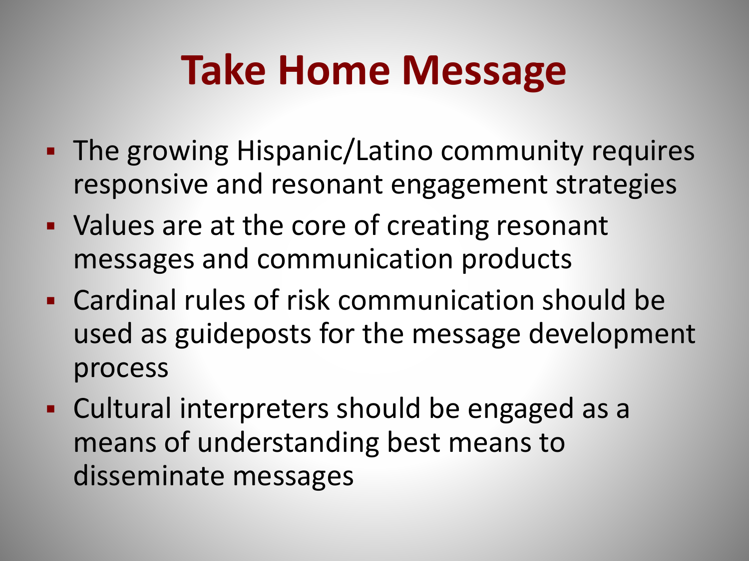# Take Home Message

- The growing Hispanic/Latino community requires responsive and resonant engagement strategies
- Values are at the core of creating resonant messages and communication products
- Cardinal rules of risk communication should be used as guideposts for the message development process
- Cultural interpreters should be engaged as a means of understanding best means to disseminate messages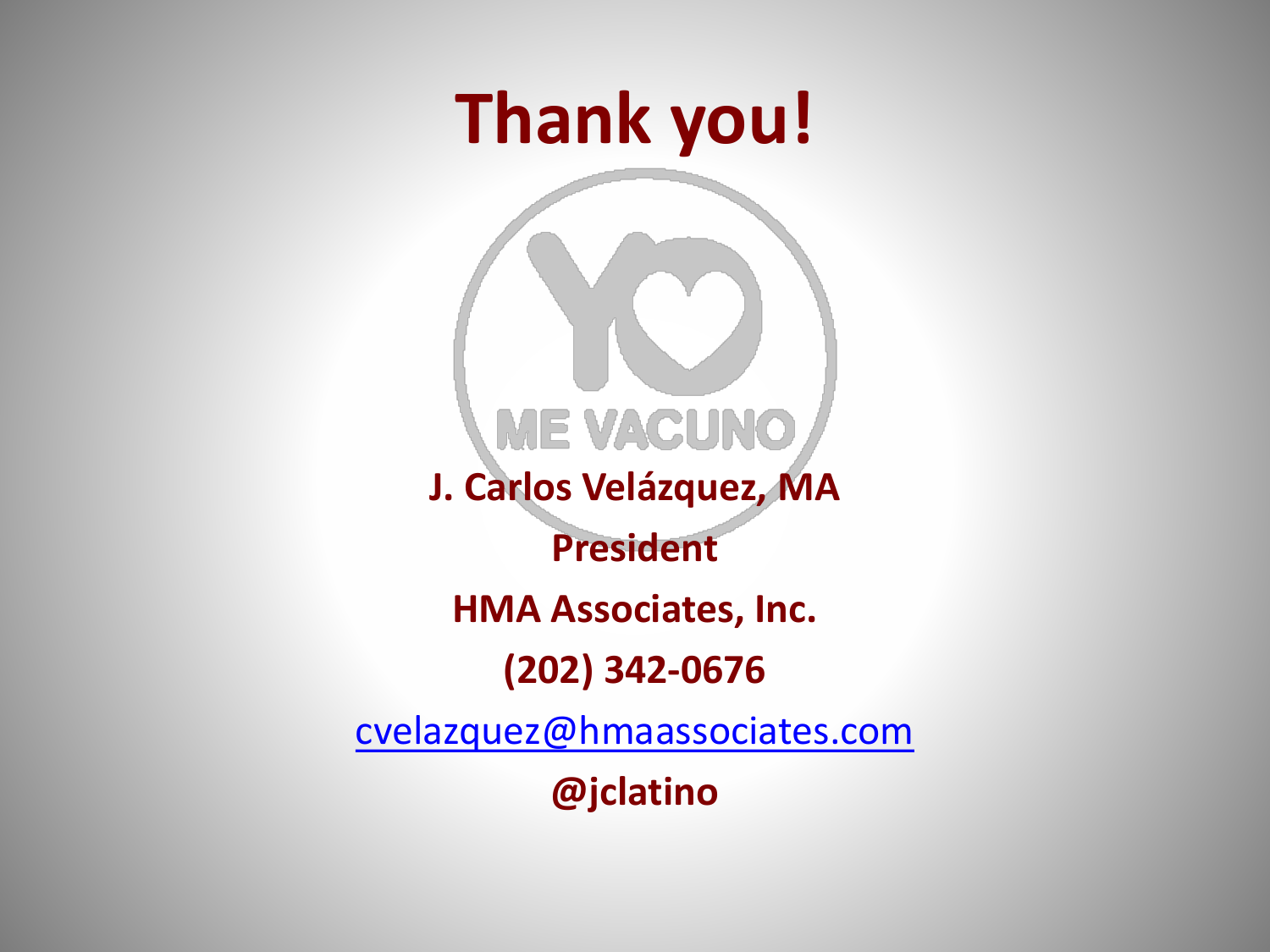# Thank you!

ME VACUNO

**J. Carlos Velázquez, MA**

**President**

**HMA Associates, Inc.**

**(202) 342-0676**

cvelazquez@hmaassociates.com

**@jclatino**